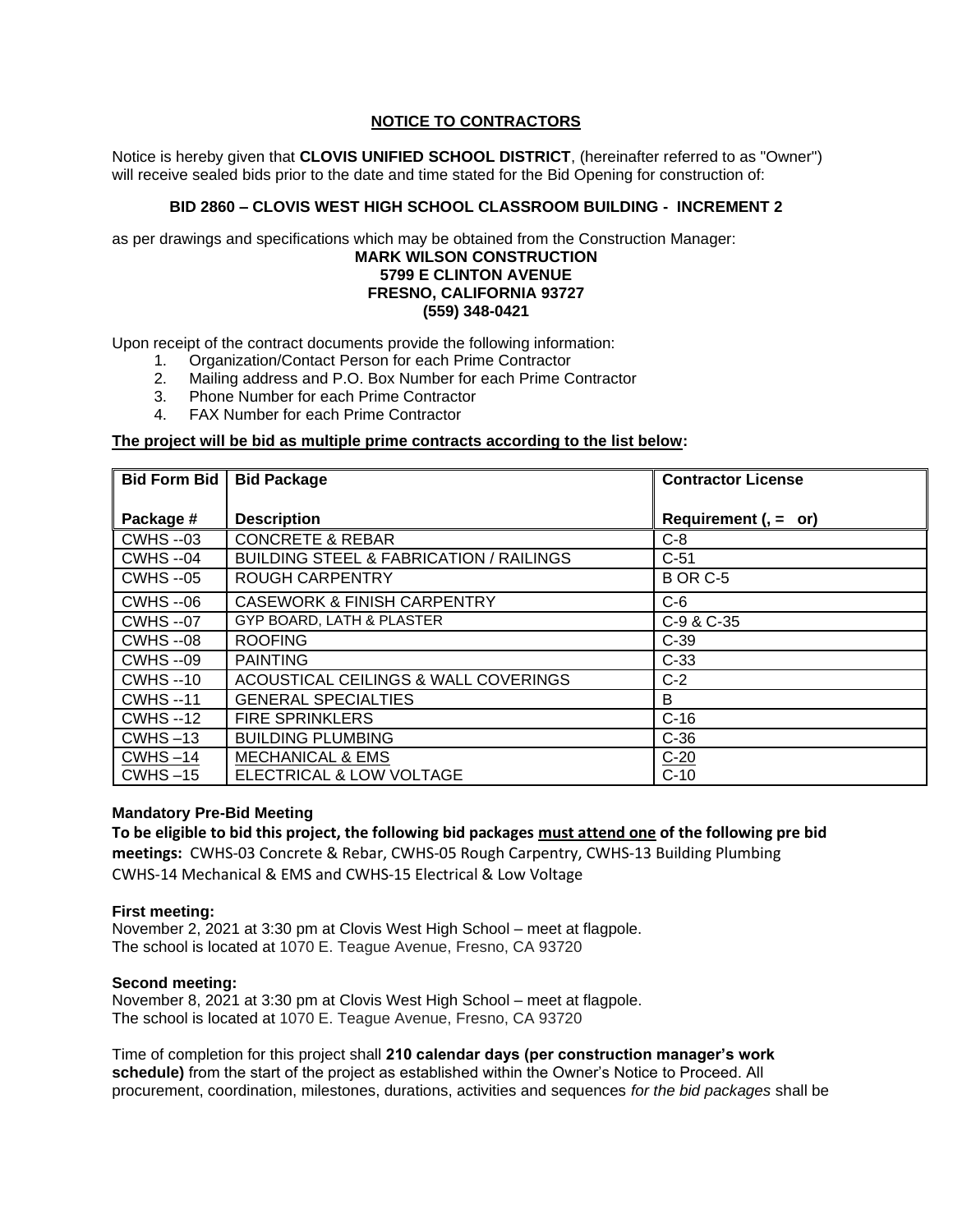## NOTICE TO CONTRACTORS

Notice is hereby given that **CLOVIS UNIFIED SCHOOL DISTRICT**, (hereinafter referred to as "Owner") will receive sealed bids prior to the date and time stated for the Bid Opening for construction of:

**BID 2860 – CLOVIS WEST HIGH SCHOOL CLASSROOM BUILDING - INCREMENT 2**

as per drawings and specifications which may be obtained from the Construction Manager:

**MARK WILSON CONSTRUCTION**
**5799 E CLINTON AVENUE**
**FRESNO, CALIFORNIA 93727**
**(559) 348-0421**

Upon receipt of the contract documents provide the following information:

1. Organization/Contact Person for each Prime Contractor
2. Mailing address and P.O. Box Number for each Prime Contractor
3. Phone Number for each Prime Contractor
4. FAX Number for each Prime Contractor

**The project will be bid as multiple prime contracts according to the list below:**

| Bid Form Bid Package # | Bid Package Description | Contractor License Requirement (, = or) |
|---|---|---|
| CWHS --03 | CONCRETE & REBAR | C-8 |
| CWHS --04 | BUILDING STEEL & FABRICATION / RAILINGS | C-51 |
| CWHS --05 | ROUGH CARPENTRY | B OR C-5 |
| CWHS --06 | CASEWORK & FINISH CARPENTRY | C-6 |
| CWHS --07 | GYP BOARD, LATH & PLASTER | C-9 & C-35 |
| CWHS --08 | ROOFING | C-39 |
| CWHS --09 | PAINTING | C-33 |
| CWHS --10 | ACOUSTICAL CEILINGS & WALL COVERINGS | C-2 |
| CWHS --11 | GENERAL SPECIALTIES | B |
| CWHS --12 | FIRE SPRINKLERS | C-16 |
| CWHS –13 | BUILDING PLUMBING | C-36 |
| CWHS –14 | MECHANICAL & EMS | C-20 |
| CWHS –15 | ELECTRICAL & LOW VOLTAGE | C-10 |

**Mandatory Pre-Bid Meeting**

**To be eligible to bid this project, the following bid packages must attend one of the following pre bid meetings:** CWHS-03 Concrete & Rebar, CWHS-05 Rough Carpentry, CWHS-13 Building Plumbing CWHS-14 Mechanical & EMS and CWHS-15 Electrical & Low Voltage

**First meeting:**
November 2, 2021 at 3:30 pm at Clovis West High School – meet at flagpole.
The school is located at 1070 E. Teague Avenue, Fresno, CA 93720

**Second meeting:**
November 8, 2021 at 3:30 pm at Clovis West High School – meet at flagpole.
The school is located at 1070 E. Teague Avenue, Fresno, CA 93720

Time of completion for this project shall **210 calendar days (per construction manager's work schedule)** from the start of the project as established within the Owner's Notice to Proceed. All procurement, coordination, milestones, durations, activities and sequences *for the bid packages* shall be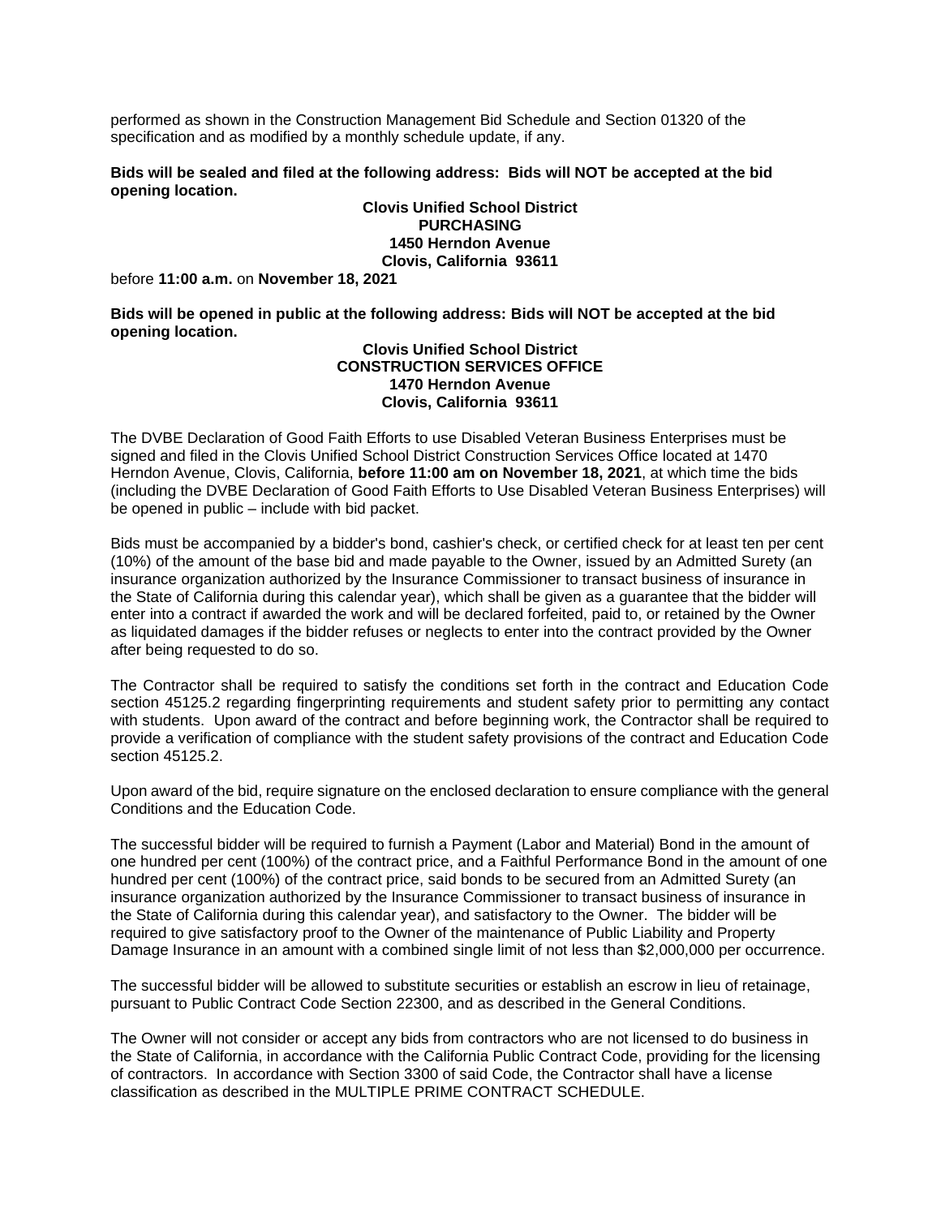performed as shown in the Construction Management Bid Schedule and Section 01320 of the specification and as modified by a monthly schedule update, if any.

**Bids will be sealed and filed at the following address: Bids will NOT be accepted at the bid opening location.**

**Clovis Unified School District**
**PURCHASING**
**1450 Herndon Avenue**
**Clovis, California 93611**

before **11:00 a.m.** on **November 18, 2021**

**Bids will be opened in public at the following address: Bids will NOT be accepted at the bid opening location.**

**Clovis Unified School District**
**CONSTRUCTION SERVICES OFFICE**
**1470 Herndon Avenue**
**Clovis, California 93611**

The DVBE Declaration of Good Faith Efforts to use Disabled Veteran Business Enterprises must be signed and filed in the Clovis Unified School District Construction Services Office located at 1470 Herndon Avenue, Clovis, California, **before 11:00 am on November 18, 2021**, at which time the bids (including the DVBE Declaration of Good Faith Efforts to Use Disabled Veteran Business Enterprises) will be opened in public – include with bid packet.

Bids must be accompanied by a bidder's bond, cashier's check, or certified check for at least ten per cent (10%) of the amount of the base bid and made payable to the Owner, issued by an Admitted Surety (an insurance organization authorized by the Insurance Commissioner to transact business of insurance in the State of California during this calendar year), which shall be given as a guarantee that the bidder will enter into a contract if awarded the work and will be declared forfeited, paid to, or retained by the Owner as liquidated damages if the bidder refuses or neglects to enter into the contract provided by the Owner after being requested to do so.

The Contractor shall be required to satisfy the conditions set forth in the contract and Education Code section 45125.2 regarding fingerprinting requirements and student safety prior to permitting any contact with students. Upon award of the contract and before beginning work, the Contractor shall be required to provide a verification of compliance with the student safety provisions of the contract and Education Code section 45125.2.

Upon award of the bid, require signature on the enclosed declaration to ensure compliance with the general Conditions and the Education Code.

The successful bidder will be required to furnish a Payment (Labor and Material) Bond in the amount of one hundred per cent (100%) of the contract price, and a Faithful Performance Bond in the amount of one hundred per cent (100%) of the contract price, said bonds to be secured from an Admitted Surety (an insurance organization authorized by the Insurance Commissioner to transact business of insurance in the State of California during this calendar year), and satisfactory to the Owner. The bidder will be required to give satisfactory proof to the Owner of the maintenance of Public Liability and Property Damage Insurance in an amount with a combined single limit of not less than $2,000,000 per occurrence.

The successful bidder will be allowed to substitute securities or establish an escrow in lieu of retainage, pursuant to Public Contract Code Section 22300, and as described in the General Conditions.

The Owner will not consider or accept any bids from contractors who are not licensed to do business in the State of California, in accordance with the California Public Contract Code, providing for the licensing of contractors. In accordance with Section 3300 of said Code, the Contractor shall have a license classification as described in the MULTIPLE PRIME CONTRACT SCHEDULE.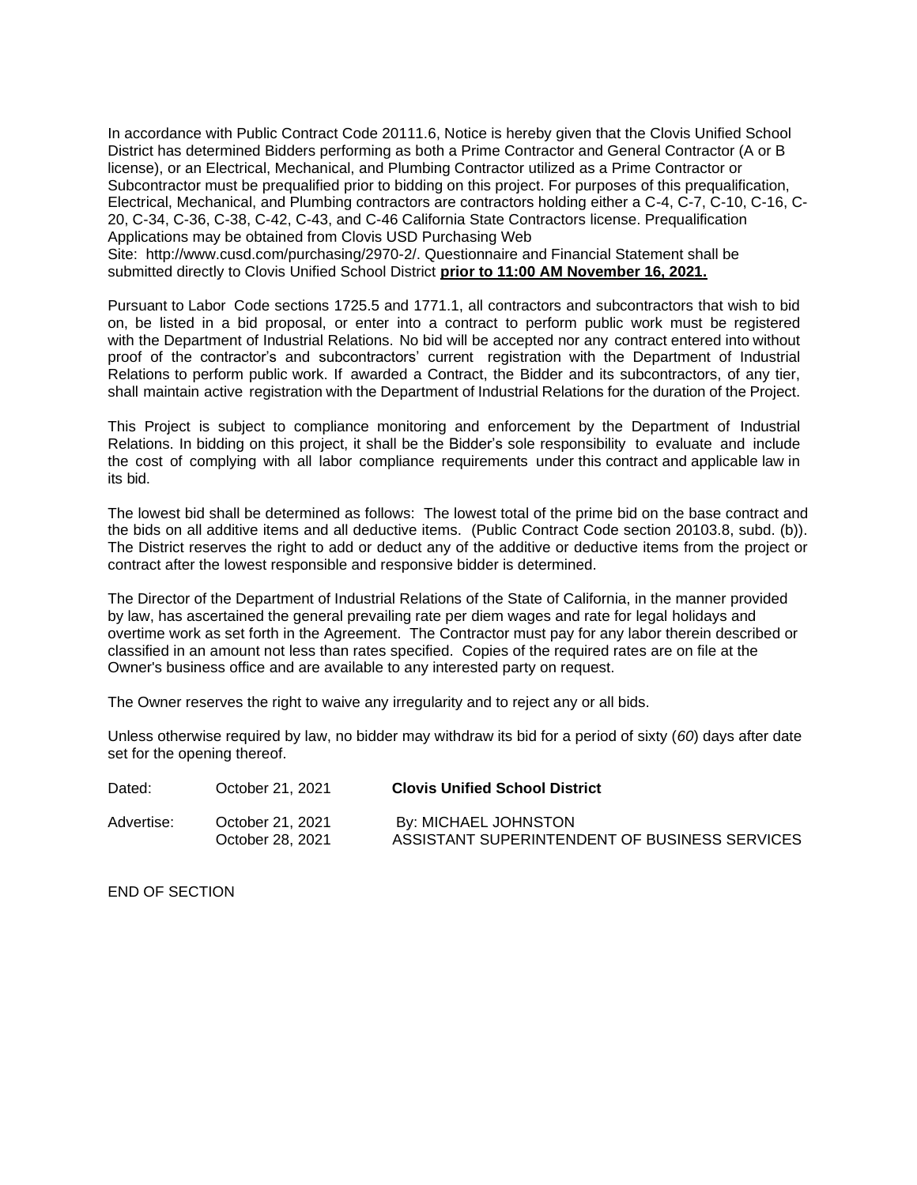In accordance with Public Contract Code 20111.6, Notice is hereby given that the Clovis Unified School District has determined Bidders performing as both a Prime Contractor and General Contractor (A or B license), or an Electrical, Mechanical, and Plumbing Contractor utilized as a Prime Contractor or Subcontractor must be prequalified prior to bidding on this project. For purposes of this prequalification, Electrical, Mechanical, and Plumbing contractors are contractors holding either a C-4, C-7, C-10, C-16, C-20, C-34, C-36, C-38, C-42, C-43, and C-46 California State Contractors license. Prequalification Applications may be obtained from Clovis USD Purchasing Web Site: http://www.cusd.com/purchasing/2970-2/. Questionnaire and Financial Statement shall be submitted directly to Clovis Unified School District **prior to 11:00 AM November 16, 2021.**

Pursuant to Labor Code sections 1725.5 and 1771.1, all contractors and subcontractors that wish to bid on, be listed in a bid proposal, or enter into a contract to perform public work must be registered with the Department of Industrial Relations. No bid will be accepted nor any contract entered into without proof of the contractor's and subcontractors' current registration with the Department of Industrial Relations to perform public work. If awarded a Contract, the Bidder and its subcontractors, of any tier, shall maintain active registration with the Department of Industrial Relations for the duration of the Project.

This Project is subject to compliance monitoring and enforcement by the Department of Industrial Relations. In bidding on this project, it shall be the Bidder's sole responsibility to evaluate and include the cost of complying with all labor compliance requirements under this contract and applicable law in its bid.

The lowest bid shall be determined as follows: The lowest total of the prime bid on the base contract and the bids on all additive items and all deductive items. (Public Contract Code section 20103.8, subd. (b)). The District reserves the right to add or deduct any of the additive or deductive items from the project or contract after the lowest responsible and responsive bidder is determined.

The Director of the Department of Industrial Relations of the State of California, in the manner provided by law, has ascertained the general prevailing rate per diem wages and rate for legal holidays and overtime work as set forth in the Agreement. The Contractor must pay for any labor therein described or classified in an amount not less than rates specified. Copies of the required rates are on file at the Owner's business office and are available to any interested party on request.

The Owner reserves the right to waive any irregularity and to reject any or all bids.

Unless otherwise required by law, no bidder may withdraw its bid for a period of sixty (*60*) days after date set for the opening thereof.

| | | |
|---|---|---|
| Dated: | October 21, 2021 | **Clovis Unified School District** |
| Advertise: | October 21, 2021<br>October 28, 2021 | By: MICHAEL JOHNSTON<br>ASSISTANT SUPERINTENDENT OF BUSINESS SERVICES |

END OF SECTION